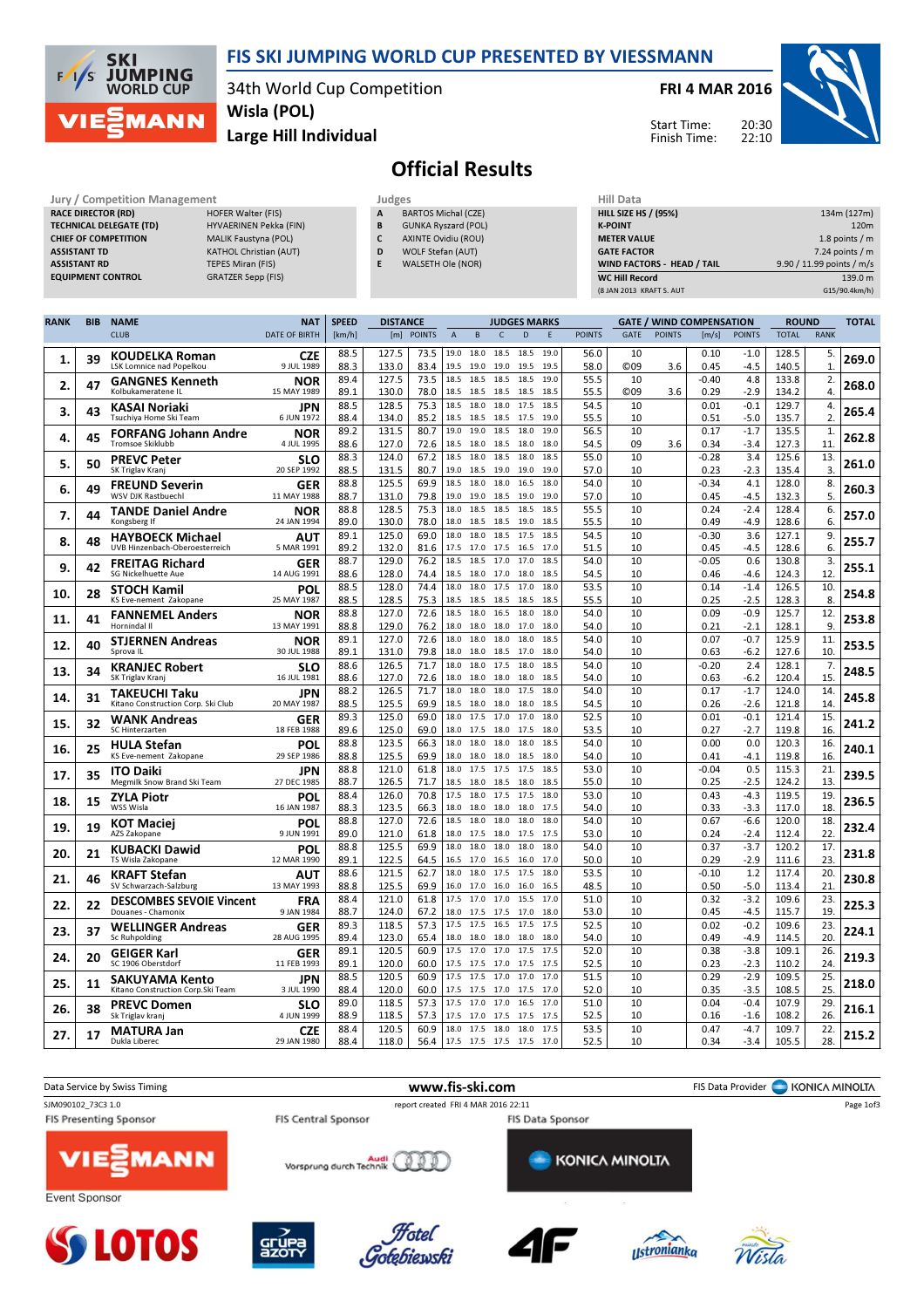# FIS SKI JUMPING WORLD CUP PRESENTED BY VIESSMANN

34th World Cup Competition
**Wisla (POL)**
**Large Hill Individual**

**FRI 4 MAR 2016**

Start Time: 20:30
Finish Time: 22:10

## Official Results

| Jury / Competition Management | |
|---|---|
| RACE DIRECTOR (RD) | HOFER Walter (FIS) |
| TECHNICAL DELEGATE (TD) | HYVAERINEN Pekka (FIN) |
| CHIEF OF COMPETITION | MALIK Faustyna (POL) |
| ASSISTANT TD | KATHOL Christian (AUT) |
| ASSISTANT RD | TEPES Miran (FIS) |
| EQUIPMENT CONTROL | GRATZER Sepp (FIS) |

| Judges | |
|---|---|
| A | BARTOS Michal (CZE) |
| B | GUNKA Ryszard (POL) |
| C | AXINTE Ovidiu (ROU) |
| D | WOLF Stefan (AUT) |
| E | WALSETH Ole (NOR) |

| Hill Data | |
|---|---|
| HILL SIZE HS / (95%) | 134m (127m) |
| K-POINT | 120m |
| METER VALUE | 1.8 points / m |
| GATE FACTOR | 7.24 points / m |
| WIND FACTORS - HEAD / TAIL | 9.90 / 11.99 points / m/s |
| WC Hill Record (8 JAN 2013 KRAFT S. AUT) | 139.0 m G15/90.4km/h) |

| RANK | BIB | NAME / CLUB | NAT / DATE OF BIRTH | SPEED [km/h] | DISTANCE [m] | DISTANCE POINTS | A | B | C | D | E | JUDGES POINTS | GATE | GATE POINTS | WIND [m/s] | WIND POINTS | ROUND TOTAL | ROUND RANK | TOTAL |
|---|---|---|---|---|---|---|---|---|---|---|---|---|---|---|---|---|---|---|---|
| 1. | 39 | **KOUDELKA Roman** | CZE | 88.5 | 127.5 | 73.5 | 19.0 | 18.0 | 18.5 | 18.5 | 19.0 | 56.0 | 10 | | 0.10 | -1.0 | 128.5 | 5. | 269.0 |
| | | LSK Lomnice nad Popelkou | 9 JUL 1989 | 88.3 | 133.0 | 83.4 | 19.5 | 19.0 | 19.0 | 19.5 | 19.5 | 58.0 | ©09 | 3.6 | 0.45 | -4.5 | 140.5 | 1. | |
| 2. | 47 | **GANGNES Kenneth** | NOR | 89.4 | 127.5 | 73.5 | 18.5 | 18.5 | 18.5 | 18.5 | 19.0 | 55.5 | 10 | | -0.40 | 4.8 | 133.8 | 2. | 268.0 |
| | | Kolbukameratene IL | 15 MAY 1989 | 89.1 | 130.0 | 78.0 | 18.5 | 18.5 | 18.5 | 18.5 | 18.5 | 55.5 | ©09 | 3.6 | 0.29 | -2.9 | 134.2 | 4. | |
| 3. | 43 | **KASAI Noriaki** | JPN | 88.5 | 128.5 | 75.3 | 18.5 | 18.0 | 18.0 | 17.5 | 18.5 | 54.5 | 10 | | 0.01 | -0.1 | 129.7 | 4. | 265.4 |
| | | Tsuchiya Home Ski Team | 6 JUN 1972 | 88.4 | 134.0 | 85.2 | 18.5 | 18.5 | 18.5 | 18.5 | 18.5 | 55.5 | 10 | | 0.51 | -5.0 | 135.7 | 2. | |
| 4. | 45 | **FORFANG Johann Andre** | NOR | 89.2 | 131.5 | 80.7 | 19.0 | 19.0 | 18.5 | 18.0 | 19.0 | 56.5 | 10 | | 0.17 | -1.7 | 135.5 | 1. | 262.8 |
| | | Tromsoe Skiklubb | 4 JUL 1995 | 88.6 | 127.0 | 72.6 | 18.5 | 18.0 | 18.0 | 18.0 | 19.0 | 54.5 | 09 | 3.6 | 0.34 | -3.4 | 127.3 | 11. | |
| 5. | 50 | **PREVC Peter** | SLO | 88.3 | 124.0 | 67.2 | 18.5 | 18.0 | 18.5 | 18.0 | 18.5 | 55.0 | 10 | | -0.28 | 3.4 | 125.6 | 13. | 261.0 |
| | | SK Triglav Kranj | 20 SEP 1992 | 88.5 | 131.5 | 80.7 | 19.0 | 18.5 | 19.0 | 19.0 | 19.0 | 57.0 | 10 | | 0.23 | -2.3 | 135.4 | 3. | |
| 6. | 49 | **FREUND Severin** | GER | 88.8 | 125.5 | 69.9 | 18.5 | 18.0 | 18.0 | 16.5 | 18.0 | 54.0 | 10 | | -0.34 | 4.1 | 128.0 | 8. | 260.3 |
| | | WSV DJK Rastbuechl | 11 MAY 1988 | 88.7 | 131.0 | 79.8 | 19.0 | 19.0 | 18.5 | 19.0 | 19.0 | 57.0 | 10 | | 0.45 | -4.5 | 132.3 | 5. | |
| 7. | 44 | **TANDE Daniel Andre** | NOR | 88.8 | 128.5 | 75.3 | 18.0 | 18.5 | 18.5 | 18.5 | 18.5 | 55.5 | 10 | | 0.24 | -2.4 | 128.4 | 6. | 257.0 |
| | | Kongsberg If | 24 JAN 1994 | 89.0 | 130.0 | 78.0 | 18.0 | 18.5 | 18.5 | 19.0 | 18.5 | 55.5 | 10 | | 0.49 | -4.9 | 128.6 | 6. | |
| 8. | 48 | **HAYBOECK Michael** | AUT | 89.1 | 125.0 | 69.0 | 18.0 | 18.0 | 18.5 | 17.5 | 18.5 | 54.5 | 10 | | -0.30 | 3.6 | 127.1 | 9. | 255.7 |
| | | UVB Hinzenbach-Oberoesterreich | 5 MAR 1991 | 89.2 | 132.0 | 81.6 | 17.5 | 17.0 | 17.5 | 16.5 | 17.0 | 51.5 | 10 | | 0.45 | -4.5 | 128.6 | 6. | |
| 9. | 42 | **FREITAG Richard** | GER | 88.7 | 129.0 | 76.2 | 18.5 | 18.5 | 17.0 | 17.0 | 18.5 | 54.0 | 10 | | -0.05 | 0.6 | 130.8 | 3. | 255.1 |
| | | SG Nickelhuette Aue | 14 AUG 1991 | 88.6 | 128.0 | 74.4 | 18.5 | 18.0 | 17.0 | 18.0 | 18.5 | 54.5 | 10 | | 0.46 | -4.6 | 124.3 | 12. | |
| 10. | 28 | **STOCH Kamil** | POL | 88.5 | 128.0 | 74.4 | 18.0 | 18.0 | 17.5 | 17.0 | 18.0 | 53.5 | 10 | | 0.14 | -1.4 | 126.5 | 10. | 254.8 |
| | | KS Eve-nement Zakopane | 25 MAY 1987 | 88.5 | 128.5 | 75.3 | 18.5 | 18.5 | 18.5 | 18.5 | 18.5 | 55.5 | 10 | | 0.25 | -2.5 | 128.3 | 8. | |
| 11. | 41 | **FANNEMEL Anders** | NOR | 88.8 | 127.0 | 72.6 | 18.5 | 18.0 | 16.5 | 18.0 | 18.0 | 54.0 | 10 | | 0.09 | -0.9 | 125.7 | 12. | 253.8 |
| | | Hornindal Il | 13 MAY 1991 | 88.8 | 129.0 | 76.2 | 18.0 | 18.0 | 18.0 | 17.0 | 18.0 | 54.0 | 10 | | 0.21 | -2.1 | 128.1 | 9. | |
| 12. | 40 | **STJERNEN Andreas** | NOR | 89.1 | 127.0 | 72.6 | 18.0 | 18.0 | 18.0 | 18.0 | 18.5 | 54.0 | 10 | | 0.07 | -0.7 | 125.9 | 11. | 253.5 |
| | | Sprova IL | 30 JUL 1988 | 89.1 | 131.0 | 79.8 | 18.0 | 18.0 | 18.5 | 17.0 | 18.0 | 54.0 | 10 | | 0.63 | -6.2 | 127.6 | 10. | |
| 13. | 34 | **KRANJEC Robert** | SLO | 88.6 | 126.5 | 71.7 | 18.0 | 18.0 | 17.5 | 18.0 | 18.5 | 54.0 | 10 | | -0.20 | 2.4 | 128.1 | 7. | 248.5 |
| | | SK Triglav Kranj | 16 JUL 1981 | 88.6 | 127.0 | 72.6 | 18.0 | 18.0 | 18.0 | 18.0 | 18.5 | 54.0 | 10 | | 0.63 | -6.2 | 120.4 | 15. | |
| 14. | 31 | **TAKEUCHI Taku** | JPN | 88.2 | 126.5 | 71.7 | 18.0 | 18.0 | 18.0 | 17.5 | 18.0 | 54.0 | 10 | | 0.17 | -1.7 | 124.0 | 14. | 245.8 |
| | | Kitano Construction Corp. Ski Club | 20 MAY 1987 | 88.5 | 125.5 | 69.9 | 18.5 | 18.0 | 18.0 | 18.0 | 18.5 | 54.5 | 10 | | 0.26 | -2.6 | 121.8 | 14. | |
| 15. | 32 | **WANK Andreas** | GER | 89.3 | 125.0 | 69.0 | 18.0 | 17.5 | 17.0 | 17.0 | 18.0 | 52.5 | 10 | | 0.01 | -0.1 | 121.4 | 15. | 241.2 |
| | | SC Hinterzarten | 18 FEB 1988 | 89.6 | 125.0 | 69.0 | 18.0 | 17.5 | 18.0 | 17.5 | 18.0 | 53.5 | 10 | | 0.27 | -2.7 | 119.8 | 16. | |
| 16. | 25 | **HULA Stefan** | POL | 88.8 | 123.5 | 66.3 | 18.0 | 18.0 | 18.0 | 18.0 | 18.5 | 54.0 | 10 | | 0.00 | 0.0 | 120.3 | 16. | 240.1 |
| | | KS Eve-nement Zakopane | 29 SEP 1986 | 88.8 | 125.5 | 69.9 | 18.0 | 18.0 | 18.0 | 18.5 | 18.0 | 54.0 | 10 | | 0.41 | -4.1 | 119.8 | 16. | |
| 17. | 35 | **ITO Daiki** | JPN | 88.8 | 121.0 | 61.8 | 18.0 | 17.5 | 17.5 | 17.5 | 18.5 | 53.0 | 10 | | -0.04 | 0.5 | 115.3 | 21. | 239.5 |
| | | Megmilk Snow Brand Ski Team | 27 DEC 1985 | 88.7 | 126.5 | 71.7 | 18.5 | 18.0 | 18.5 | 18.5 | 18.5 | 55.0 | 10 | | 0.25 | -2.5 | 124.2 | 13. | |
| 18. | 15 | **ZYLA Piotr** | POL | 88.4 | 126.0 | 70.8 | 17.5 | 18.0 | 17.5 | 17.5 | 18.0 | 53.0 | 10 | | 0.43 | -4.3 | 119.5 | 19. | 236.5 |
| | | WSS Wisla | 16 JAN 1987 | 88.3 | 123.5 | 66.3 | 18.0 | 18.0 | 18.0 | 18.0 | 17.5 | 54.0 | 10 | | 0.33 | -3.3 | 117.0 | 18. | |
| 19. | 19 | **KOT Maciej** | POL | 88.8 | 127.0 | 72.6 | 18.5 | 18.0 | 18.0 | 18.0 | 18.0 | 54.0 | 10 | | 0.67 | -6.6 | 120.0 | 18. | 232.4 |
| | | AZS Zakopane | 9 JUN 1991 | 89.0 | 121.0 | 61.8 | 18.0 | 17.5 | 18.0 | 17.5 | 17.5 | 53.0 | 10 | | 0.24 | -2.4 | 112.4 | 22. | |
| 20. | 21 | **KUBACKI Dawid** | POL | 88.8 | 125.5 | 69.9 | 18.0 | 18.0 | 18.0 | 18.0 | 18.0 | 54.0 | 10 | | 0.37 | -3.7 | 120.2 | 17. | 231.8 |
| | | TS Wisla Zakopane | 12 MAR 1990 | 89.1 | 122.5 | 64.5 | 16.5 | 17.0 | 16.5 | 16.0 | 17.0 | 50.0 | 10 | | 0.29 | -2.9 | 111.6 | 23. | |
| 21. | 46 | **KRAFT Stefan** | AUT | 88.6 | 121.5 | 62.7 | 18.0 | 18.0 | 17.5 | 17.5 | 18.0 | 53.5 | 10 | | -0.10 | 1.2 | 117.4 | 20. | 230.8 |
| | | SV Schwarzach-Salzburg | 13 MAY 1993 | 88.8 | 125.5 | 69.9 | 16.0 | 17.0 | 16.0 | 16.0 | 16.5 | 48.5 | 10 | | 0.50 | -5.0 | 113.4 | 21. | |
| 22. | 22 | **DESCOMBES SEVOIE Vincent** | FRA | 88.4 | 121.0 | 61.8 | 17.5 | 17.0 | 17.0 | 15.5 | 17.0 | 51.0 | 10 | | 0.32 | -3.2 | 109.6 | 23. | 225.3 |
| | | Douanes - Chamonix | 9 JAN 1984 | 88.7 | 124.0 | 67.2 | 18.0 | 17.5 | 17.5 | 17.0 | 18.0 | 53.0 | 10 | | 0.45 | -4.5 | 115.7 | 19. | |
| 23. | 37 | **WELLINGER Andreas** | GER | 89.3 | 118.5 | 57.3 | 17.5 | 17.5 | 16.5 | 17.5 | 17.5 | 52.5 | 10 | | 0.02 | -0.2 | 109.6 | 23. | 224.1 |
| | | Sc Ruhpolding | 28 AUG 1995 | 89.4 | 123.0 | 65.4 | 18.0 | 18.0 | 18.0 | 18.0 | 18.0 | 54.0 | 10 | | 0.49 | -4.9 | 114.5 | 20. | |
| 24. | 20 | **GEIGER Karl** | GER | 89.1 | 120.5 | 60.9 | 17.5 | 17.0 | 17.0 | 17.5 | 17.5 | 52.0 | 10 | | 0.38 | -3.8 | 109.1 | 26. | 219.3 |
| | | SC 1906 Oberstdorf | 11 FEB 1993 | 89.1 | 120.0 | 60.0 | 17.5 | 17.5 | 17.0 | 17.5 | 17.5 | 52.5 | 10 | | 0.23 | -2.3 | 110.2 | 24. | |
| 25. | 11 | **SAKUYAMA Kento** | JPN | 88.5 | 120.5 | 60.9 | 17.5 | 17.5 | 17.0 | 17.0 | 17.0 | 51.5 | 10 | | 0.29 | -2.9 | 109.5 | 25. | 218.0 |
| | | Kitano Construction Corp.Ski Team | 3 JUL 1990 | 88.4 | 120.0 | 60.0 | 17.5 | 17.5 | 17.0 | 17.5 | 17.0 | 52.0 | 10 | | 0.35 | -3.5 | 108.5 | 25. | |
| 26. | 38 | **PREVC Domen** | SLO | 89.0 | 118.5 | 57.3 | 17.5 | 17.5 | 17.0 | 16.5 | 17.0 | 51.0 | 10 | | 0.04 | -0.4 | 107.9 | 29. | 216.1 |
| | | Sk Triglav kranj | 4 JUN 1999 | 88.9 | 118.5 | 57.3 | 17.5 | 17.0 | 17.5 | 17.5 | 17.5 | 52.5 | 10 | | 0.16 | -1.6 | 108.2 | 26. | |
| 27. | 17 | **MATURA Jan** | CZE | 88.4 | 120.5 | 60.9 | 18.0 | 17.5 | 18.0 | 18.0 | 17.5 | 53.5 | 10 | | 0.47 | -4.7 | 109.7 | 22. | 215.2 |
| | | Dukla Liberec | 29 JAN 1980 | 88.4 | 118.0 | 56.4 | 17.5 | 17.5 | 17.5 | 17.5 | 17.0 | 52.5 | 10 | | 0.34 | -3.4 | 105.5 | 28. | |

Data Service by Swiss Timing — www.fis-ski.com — FIS Data Provider KONICA MINOLTA

SJM090102_73C3 1.0 — report created FRI 4 MAR 2016 22:11

FIS Presenting Sponsor: VIESSMANN — FIS Central Sponsor: Audi — FIS Data Sponsor: KONICA MINOLTA

Event Sponsor: LOTOS, Grupa Azoty, Hotel Gołębiewski, 4F, Ustronianka, Wisła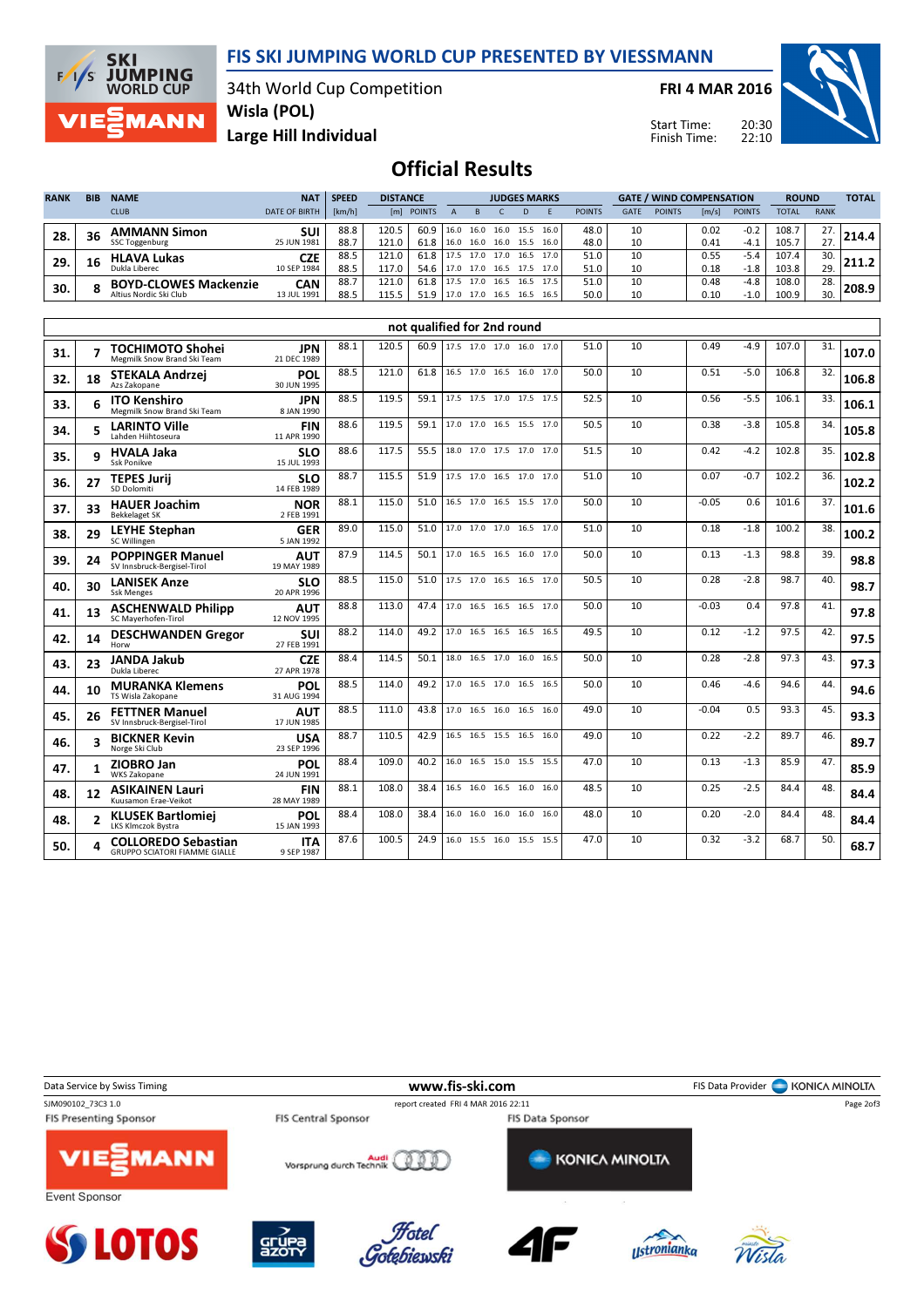# FIS SKI JUMPING WORLD CUP PRESENTED BY VIESSMANN

34th World Cup Competition
Wisla (POL)
Large Hill Individual

FRI 4 MAR 2016

Start Time: 20:30
Finish Time: 22:10

## Official Results

| RANK | BIB | NAME / CLUB | NAT / DATE OF BIRTH | SPEED [km/h] | DISTANCE [m] | DISTANCE POINTS | A | B | C | D | E | JUDGES POINTS | GATE | GATE POINTS | WIND [m/s] | WIND POINTS | ROUND TOTAL | ROUND RANK | TOTAL |
|---|---|---|---|---|---|---|---|---|---|---|---|---|---|---|---|---|---|---|---|
| 28. | 36 | **AMMANN Simon** SSC Toggenburg | SUI 25 JUN 1981 | 88.8 | 120.5 | 60.9 | 16.0 | 16.0 | 16.0 | 15.5 | 16.0 | 48.0 | 10 | | 0.02 | -0.2 | 108.7 | 27. | 214.4 |
| | | | | 88.7 | 121.0 | 61.8 | 16.0 | 16.0 | 16.0 | 15.5 | 16.0 | 48.0 | 10 | | 0.41 | -4.1 | 105.7 | 27. | |
| 29. | 16 | **HLAVA Lukas** Dukla Liberec | CZE 10 SEP 1984 | 88.5 | 121.0 | 61.8 | 17.5 | 17.0 | 17.0 | 16.5 | 17.0 | 51.0 | 10 | | 0.55 | -5.4 | 107.4 | 30. | 211.2 |
| | | | | 88.5 | 117.0 | 54.6 | 17.0 | 17.0 | 16.5 | 17.5 | 17.0 | 51.0 | 10 | | 0.18 | -1.8 | 103.8 | 29. | |
| 30. | 8 | **BOYD-CLOWES Mackenzie** Altius Nordic Ski Club | CAN 13 JUL 1991 | 88.7 | 121.0 | 61.8 | 17.5 | 17.0 | 16.5 | 16.5 | 17.5 | 51.0 | 10 | | 0.48 | -4.8 | 108.0 | 28. | 208.9 |
| | | | | 88.5 | 115.5 | 51.9 | 17.0 | 17.0 | 16.5 | 16.5 | 16.5 | 50.0 | 10 | | 0.10 | -1.0 | 100.9 | 30. | |

### not qualified for 2nd round

| RANK | BIB | NAME / CLUB | NAT / DATE OF BIRTH | SPEED [km/h] | DISTANCE [m] | DISTANCE POINTS | A | B | C | D | E | JUDGES POINTS | GATE | GATE POINTS | WIND [m/s] | WIND POINTS | ROUND TOTAL | ROUND RANK | TOTAL |
|---|---|---|---|---|---|---|---|---|---|---|---|---|---|---|---|---|---|---|---|
| 31. | 7 | **TOCHIMOTO Shohei** Megmilk Snow Brand Ski Team | JPN 21 DEC 1989 | 88.1 | 120.5 | 60.9 | 17.5 | 17.0 | 17.0 | 16.0 | 17.0 | 51.0 | 10 | | 0.49 | -4.9 | 107.0 | 31. | 107.0 |
| 32. | 18 | **STEKALA Andrzej** Azs Zakopane | POL 30 JUN 1995 | 88.5 | 121.0 | 61.8 | 16.5 | 17.0 | 16.5 | 16.0 | 17.0 | 50.0 | 10 | | 0.51 | -5.0 | 106.8 | 32. | 106.8 |
| 33. | 6 | **ITO Kenshiro** Megmilk Snow Brand Ski Team | JPN 8 JAN 1990 | 88.5 | 119.5 | 59.1 | 17.5 | 17.5 | 17.0 | 17.5 | 17.5 | 52.5 | 10 | | 0.56 | -5.5 | 106.1 | 33. | 106.1 |
| 34. | 5 | **LARINTO Ville** Lahden Hiihtoseura | FIN 11 APR 1990 | 88.6 | 119.5 | 59.1 | 17.0 | 17.0 | 16.5 | 15.5 | 17.0 | 50.5 | 10 | | 0.38 | -3.8 | 105.8 | 34. | 105.8 |
| 35. | 9 | **HVALA Jaka** Ssk Ponikve | SLO 15 JUL 1993 | 88.6 | 117.5 | 55.5 | 18.0 | 17.0 | 17.5 | 17.0 | 17.0 | 51.5 | 10 | | 0.42 | -4.2 | 102.8 | 35. | 102.8 |
| 36. | 27 | **TEPES Jurij** SD Dolomiti | SLO 14 FEB 1989 | 88.7 | 115.5 | 51.9 | 17.5 | 17.0 | 16.5 | 17.0 | 17.0 | 51.0 | 10 | | 0.07 | -0.7 | 102.2 | 36. | 102.2 |
| 37. | 33 | **HAUER Joachim** Bekkelaget SK | NOR 2 FEB 1991 | 88.1 | 115.0 | 51.0 | 16.5 | 17.0 | 16.5 | 15.5 | 17.0 | 50.0 | 10 | | -0.05 | 0.6 | 101.6 | 37. | 101.6 |
| 38. | 29 | **LEYHE Stephan** SC Willingen | GER 5 JAN 1992 | 89.0 | 115.0 | 51.0 | 17.0 | 17.0 | 17.0 | 16.5 | 17.0 | 51.0 | 10 | | 0.18 | -1.8 | 100.2 | 38. | 100.2 |
| 39. | 24 | **POPPINGER Manuel** SV Innsbruck-Bergisel-Tirol | AUT 19 MAY 1989 | 87.9 | 114.5 | 50.1 | 17.0 | 16.5 | 16.5 | 16.0 | 17.0 | 50.0 | 10 | | 0.13 | -1.3 | 98.8 | 39. | 98.8 |
| 40. | 30 | **LANISEK Anze** Ssk Menges | SLO 20 APR 1996 | 88.5 | 115.0 | 51.0 | 17.5 | 17.0 | 16.5 | 16.5 | 17.0 | 50.5 | 10 | | 0.28 | -2.8 | 98.7 | 40. | 98.7 |
| 41. | 13 | **ASCHENWALD Philipp** SC Mayerhofen-Tirol | AUT 12 NOV 1995 | 88.8 | 113.0 | 47.4 | 17.0 | 16.5 | 16.5 | 16.5 | 17.0 | 50.0 | 10 | | -0.03 | 0.4 | 97.8 | 41. | 97.8 |
| 42. | 14 | **DESCHWANDEN Gregor** Horw | SUI 27 FEB 1991 | 88.2 | 114.0 | 49.2 | 17.0 | 16.5 | 16.5 | 16.5 | 16.5 | 49.5 | 10 | | 0.12 | -1.2 | 97.5 | 42. | 97.5 |
| 43. | 23 | **JANDA Jakub** Dukla Liberec | CZE 27 APR 1978 | 88.4 | 114.5 | 50.1 | 18.0 | 16.5 | 17.0 | 16.0 | 16.5 | 50.0 | 10 | | 0.28 | -2.8 | 97.3 | 43. | 97.3 |
| 44. | 10 | **MURANKA Klemens** TS Wisla Zakopane | POL 31 AUG 1994 | 88.5 | 114.0 | 49.2 | 17.0 | 16.5 | 17.0 | 16.5 | 16.5 | 50.0 | 10 | | 0.46 | -4.6 | 94.6 | 44. | 94.6 |
| 45. | 26 | **FETTNER Manuel** SV Innsbruck-Bergisel-Tirol | AUT 17 JUN 1985 | 88.5 | 111.0 | 43.8 | 17.0 | 16.5 | 16.0 | 16.5 | 16.0 | 49.0 | 10 | | -0.04 | 0.5 | 93.3 | 45. | 93.3 |
| 46. | 3 | **BICKNER Kevin** Norge Ski Club | USA 23 SEP 1996 | 88.7 | 110.5 | 42.9 | 16.5 | 16.5 | 15.5 | 16.5 | 16.0 | 49.0 | 10 | | 0.22 | -2.2 | 89.7 | 46. | 89.7 |
| 47. | 1 | **ZIOBRO Jan** WKS Zakopane | POL 24 JUN 1991 | 88.4 | 109.0 | 40.2 | 16.0 | 16.5 | 15.0 | 15.5 | 15.5 | 47.0 | 10 | | 0.13 | -1.3 | 85.9 | 47. | 85.9 |
| 48. | 12 | **ASIKAINEN Lauri** Kuusamon Erae-Veikot | FIN 28 MAY 1989 | 88.1 | 108.0 | 38.4 | 16.5 | 16.0 | 16.5 | 16.0 | 16.0 | 48.5 | 10 | | 0.25 | -2.5 | 84.4 | 48. | 84.4 |
| 48. | 2 | **KLUSEK Bartlomiej** LKS Klmczok Bystra | POL 15 JAN 1993 | 88.4 | 108.0 | 38.4 | 16.0 | 16.0 | 16.0 | 16.0 | 16.0 | 48.0 | 10 | | 0.20 | -2.0 | 84.4 | 48. | 84.4 |
| 50. | 4 | **COLLOREDO Sebastian** GRUPPO SCIATORI FIAMME GIALLE | ITA 9 SEP 1987 | 87.6 | 100.5 | 24.9 | 16.0 | 15.5 | 16.0 | 15.5 | 15.5 | 47.0 | 10 | | 0.32 | -3.2 | 68.7 | 50. | 68.7 |

Data Service by Swiss Timing — www.fis-ski.com — FIS Data Provider KONICA MINOLTA

SJM090102_73C3 1.0 — report created FRI 4 MAR 2016 22:11

FIS Presenting Sponsor: VIESSMANN — FIS Central Sponsor: Audi — FIS Data Sponsor: KONICA MINOLTA

Event Sponsor: LOTOS, Grupa Azoty, Hotel Gołębiewski, 4F, Ustronianka, Wisła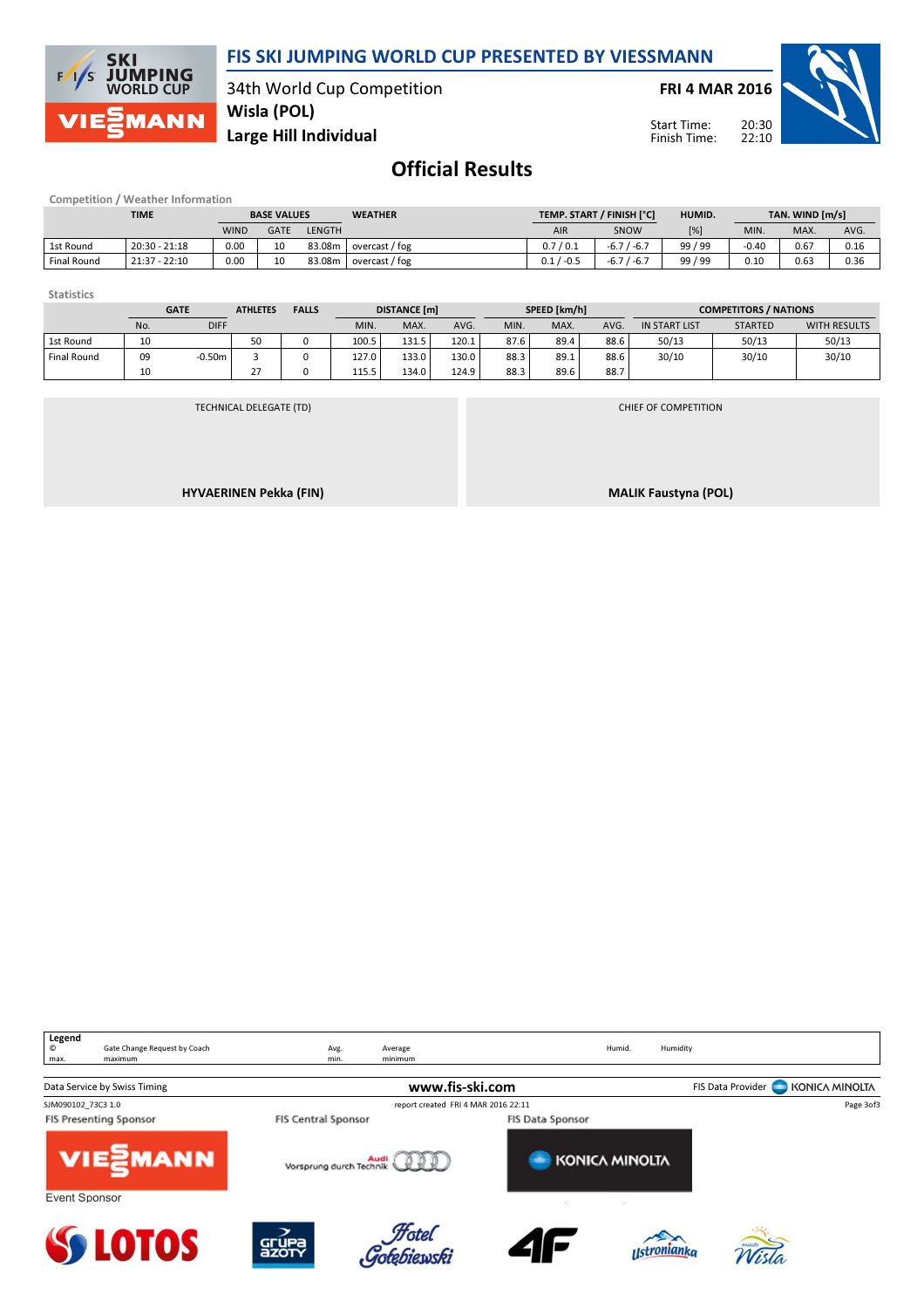# FIS SKI JUMPING WORLD CUP PRESENTED BY VIESSMANN

34th World Cup Competition

**Wisla (POL)**

**Large Hill Individual**

**FRI 4 MAR 2016**

Start Time: 20:30
Finish Time: 22:10

## Official Results

Competition / Weather Information

| | TIME | BASE VALUES | | | WEATHER | TEMP. START / FINISH [°C] | | HUMID. | TAN. WIND [m/s] | | |
|---|---|---|---|---|---|---|---|---|---|---|---|
| | | WIND | GATE | LENGTH | | AIR | SNOW | [%] | MIN. | MAX. | AVG. |
| 1st Round | 20:30 - 21:18 | 0.00 | 10 | 83.08m | overcast / fog | 0.7 / 0.1 | -6.7 / -6.7 | 99 / 99 | -0.40 | 0.67 | 0.16 |
| Final Round | 21:37 - 22:10 | 0.00 | 10 | 83.08m | overcast / fog | 0.1 / -0.5 | -6.7 / -6.7 | 99 / 99 | 0.10 | 0.63 | 0.36 |

Statistics

| | GATE | | ATHLETES | FALLS | DISTANCE [m] | | | SPEED [km/h] | | | COMPETITORS / NATIONS | | |
|---|---|---|---|---|---|---|---|---|---|---|---|---|---|
| | No. | DIFF | | | MIN. | MAX. | AVG. | MIN. | MAX. | AVG. | IN START LIST | STARTED | WITH RESULTS |
| 1st Round | 10 | | 50 | 0 | 100.5 | 131.5 | 120.1 | 87.6 | 89.4 | 88.6 | 50/13 | 50/13 | 50/13 |
| Final Round | 09 | -0.50m | 3 | 0 | 127.0 | 133.0 | 130.0 | 88.3 | 89.1 | 88.6 | 30/10 | 30/10 | 30/10 |
| | 10 | | 27 | 0 | 115.5 | 134.0 | 124.9 | 88.3 | 89.6 | 88.7 | | | |

TECHNICAL DELEGATE (TD)

**HYVAERINEN Pekka (FIN)**

CHIEF OF COMPETITION

**MALIK Faustyna (POL)**

| Legend | | | | | |
|---|---|---|---|---|---|
| © | Gate Change Request by Coach | Avg. | Average | Humid. | Humidity |
| max. | maximum | min. | minimum | | |

Data Service by Swiss Timing — www.fis-ski.com — FIS Data Provider KONICA MINOLTA

SJM090102_73C3 1.0 — report created FRI 4 MAR 2016 22:11

FIS Presenting Sponsor: VIESSMANN — FIS Central Sponsor: Audi Vorsprung durch Technik — FIS Data Sponsor: KONICA MINOLTA

Event Sponsor: LOTOS, grupa azoty, Hotel Gołębiewski, 4F, Ustronianka, Wisła